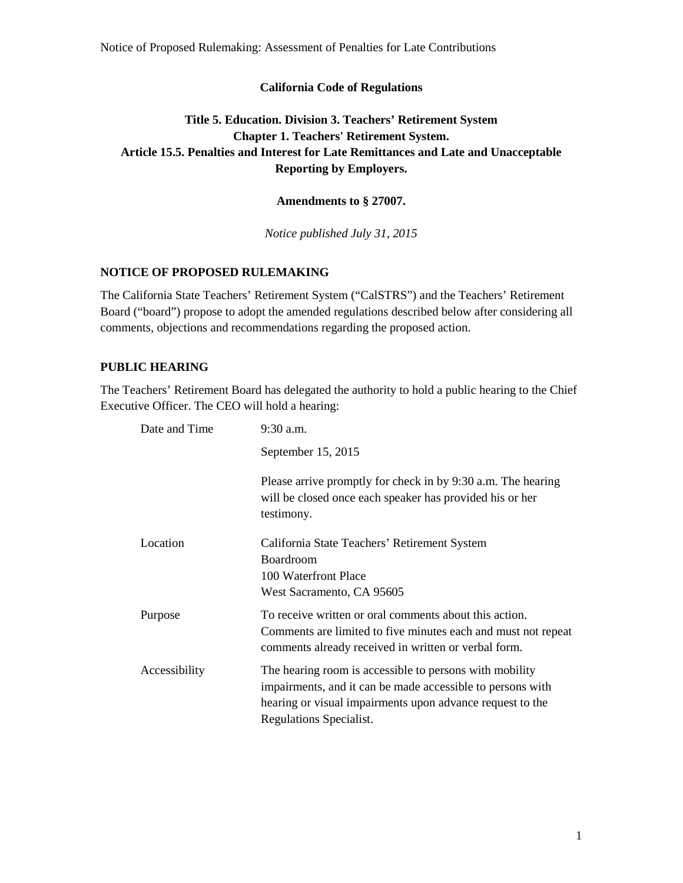**California Code of Regulations**

**Title 5. Education. Division 3. Teachers' Retirement System**
**Chapter 1. Teachers' Retirement System.**
**Article 15.5. Penalties and Interest for Late Remittances and Late and Unacceptable Reporting by Employers.**

**Amendments to § 27007.**

*Notice published July 31, 2015*

## NOTICE OF PROPOSED RULEMAKING

The California State Teachers' Retirement System ("CalSTRS") and the Teachers' Retirement Board ("board") propose to adopt the amended regulations described below after considering all comments, objections and recommendations regarding the proposed action.

## PUBLIC HEARING

The Teachers' Retirement Board has delegated the authority to hold a public hearing to the Chief Executive Officer. The CEO will hold a hearing:

| | |
|---|---|
| Date and Time | 9:30 a.m.<br>September 15, 2015<br>Please arrive promptly for check in by 9:30 a.m. The hearing will be closed once each speaker has provided his or her testimony. |
| Location | California State Teachers' Retirement System<br>Boardroom<br>100 Waterfront Place<br>West Sacramento, CA 95605 |
| Purpose | To receive written or oral comments about this action. Comments are limited to five minutes each and must not repeat comments already received in written or verbal form. |
| Accessibility | The hearing room is accessible to persons with mobility impairments, and it can be made accessible to persons with hearing or visual impairments upon advance request to the Regulations Specialist. |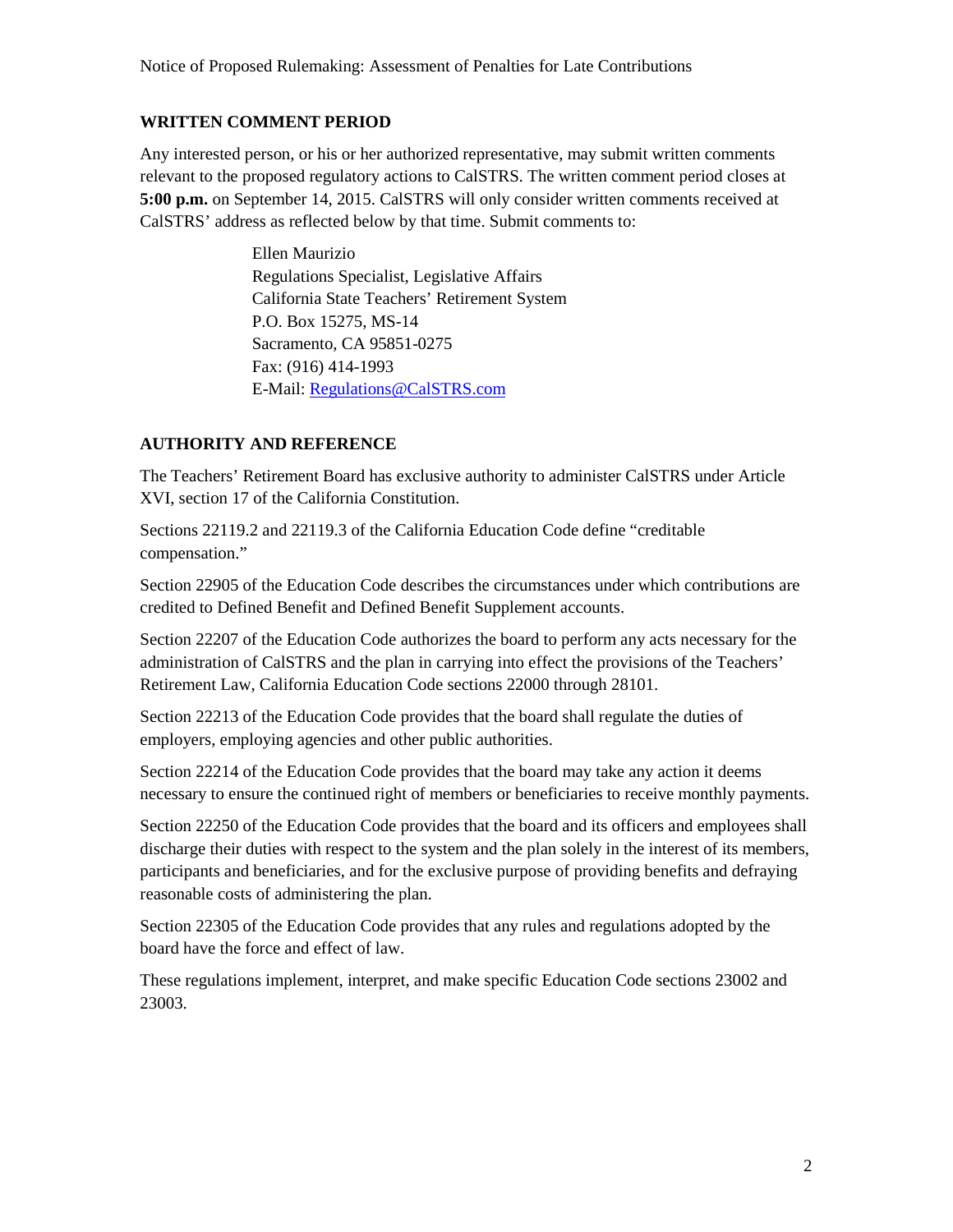## WRITTEN COMMENT PERIOD

Any interested person, or his or her authorized representative, may submit written comments relevant to the proposed regulatory actions to CalSTRS. The written comment period closes at **5:00 p.m.** on September 14, 2015. CalSTRS will only consider written comments received at CalSTRS' address as reflected below by that time. Submit comments to:

> Ellen Maurizio
> Regulations Specialist, Legislative Affairs
> California State Teachers' Retirement System
> P.O. Box 15275, MS-14
> Sacramento, CA 95851-0275
> Fax: (916) 414-1993
> E-Mail: Regulations@CalSTRS.com

## AUTHORITY AND REFERENCE

The Teachers' Retirement Board has exclusive authority to administer CalSTRS under Article XVI, section 17 of the California Constitution.

Sections 22119.2 and 22119.3 of the California Education Code define "creditable compensation."

Section 22905 of the Education Code describes the circumstances under which contributions are credited to Defined Benefit and Defined Benefit Supplement accounts.

Section 22207 of the Education Code authorizes the board to perform any acts necessary for the administration of CalSTRS and the plan in carrying into effect the provisions of the Teachers' Retirement Law, California Education Code sections 22000 through 28101.

Section 22213 of the Education Code provides that the board shall regulate the duties of employers, employing agencies and other public authorities.

Section 22214 of the Education Code provides that the board may take any action it deems necessary to ensure the continued right of members or beneficiaries to receive monthly payments.

Section 22250 of the Education Code provides that the board and its officers and employees shall discharge their duties with respect to the system and the plan solely in the interest of its members, participants and beneficiaries, and for the exclusive purpose of providing benefits and defraying reasonable costs of administering the plan.

Section 22305 of the Education Code provides that any rules and regulations adopted by the board have the force and effect of law.

These regulations implement, interpret, and make specific Education Code sections 23002 and 23003.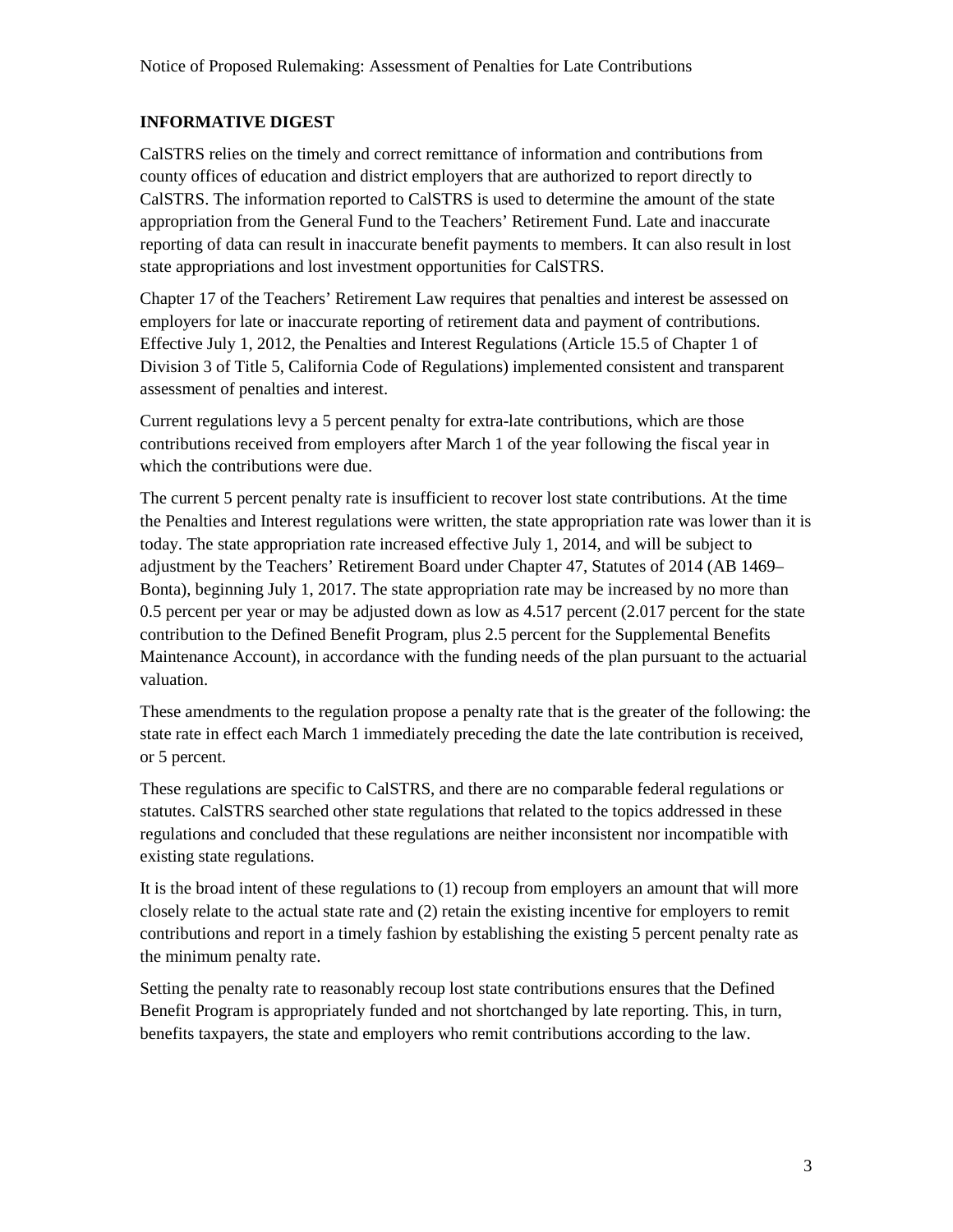## INFORMATIVE DIGEST

CalSTRS relies on the timely and correct remittance of information and contributions from county offices of education and district employers that are authorized to report directly to CalSTRS. The information reported to CalSTRS is used to determine the amount of the state appropriation from the General Fund to the Teachers' Retirement Fund. Late and inaccurate reporting of data can result in inaccurate benefit payments to members. It can also result in lost state appropriations and lost investment opportunities for CalSTRS.

Chapter 17 of the Teachers' Retirement Law requires that penalties and interest be assessed on employers for late or inaccurate reporting of retirement data and payment of contributions. Effective July 1, 2012, the Penalties and Interest Regulations (Article 15.5 of Chapter 1 of Division 3 of Title 5, California Code of Regulations) implemented consistent and transparent assessment of penalties and interest.

Current regulations levy a 5 percent penalty for extra-late contributions, which are those contributions received from employers after March 1 of the year following the fiscal year in which the contributions were due.

The current 5 percent penalty rate is insufficient to recover lost state contributions. At the time the Penalties and Interest regulations were written, the state appropriation rate was lower than it is today. The state appropriation rate increased effective July 1, 2014, and will be subject to adjustment by the Teachers' Retirement Board under Chapter 47, Statutes of 2014 (AB 1469–Bonta), beginning July 1, 2017. The state appropriation rate may be increased by no more than 0.5 percent per year or may be adjusted down as low as 4.517 percent (2.017 percent for the state contribution to the Defined Benefit Program, plus 2.5 percent for the Supplemental Benefits Maintenance Account), in accordance with the funding needs of the plan pursuant to the actuarial valuation.

These amendments to the regulation propose a penalty rate that is the greater of the following: the state rate in effect each March 1 immediately preceding the date the late contribution is received, or 5 percent.

These regulations are specific to CalSTRS, and there are no comparable federal regulations or statutes. CalSTRS searched other state regulations that related to the topics addressed in these regulations and concluded that these regulations are neither inconsistent nor incompatible with existing state regulations.

It is the broad intent of these regulations to (1) recoup from employers an amount that will more closely relate to the actual state rate and (2) retain the existing incentive for employers to remit contributions and report in a timely fashion by establishing the existing 5 percent penalty rate as the minimum penalty rate.

Setting the penalty rate to reasonably recoup lost state contributions ensures that the Defined Benefit Program is appropriately funded and not shortchanged by late reporting. This, in turn, benefits taxpayers, the state and employers who remit contributions according to the law.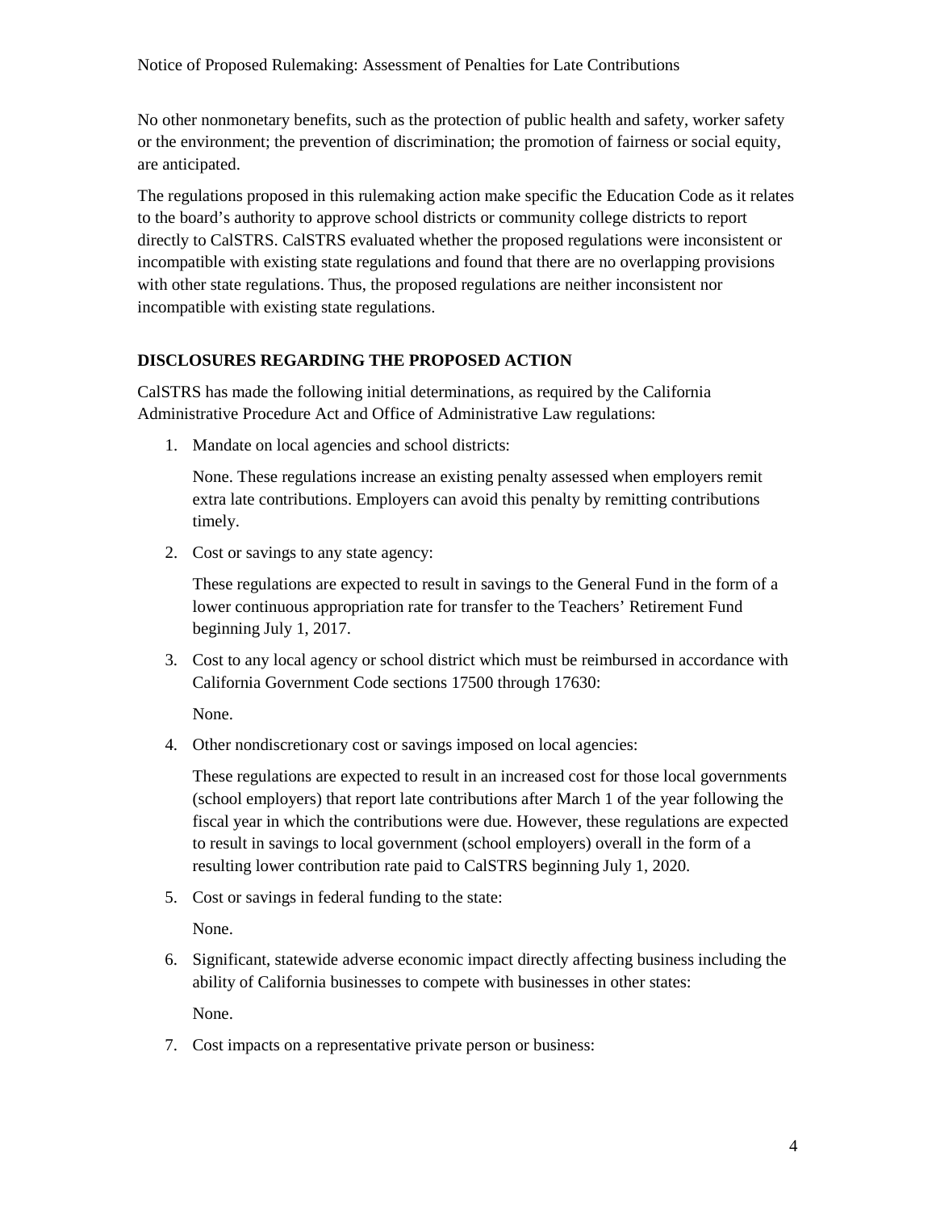No other nonmonetary benefits, such as the protection of public health and safety, worker safety or the environment; the prevention of discrimination; the promotion of fairness or social equity, are anticipated.

The regulations proposed in this rulemaking action make specific the Education Code as it relates to the board's authority to approve school districts or community college districts to report directly to CalSTRS. CalSTRS evaluated whether the proposed regulations were inconsistent or incompatible with existing state regulations and found that there are no overlapping provisions with other state regulations. Thus, the proposed regulations are neither inconsistent nor incompatible with existing state regulations.

## DISCLOSURES REGARDING THE PROPOSED ACTION

CalSTRS has made the following initial determinations, as required by the California Administrative Procedure Act and Office of Administrative Law regulations:

1. Mandate on local agencies and school districts:

   None. These regulations increase an existing penalty assessed when employers remit extra late contributions. Employers can avoid this penalty by remitting contributions timely.

2. Cost or savings to any state agency:

   These regulations are expected to result in savings to the General Fund in the form of a lower continuous appropriation rate for transfer to the Teachers' Retirement Fund beginning July 1, 2017.

3. Cost to any local agency or school district which must be reimbursed in accordance with California Government Code sections 17500 through 17630:

   None.

4. Other nondiscretionary cost or savings imposed on local agencies:

   These regulations are expected to result in an increased cost for those local governments (school employers) that report late contributions after March 1 of the year following the fiscal year in which the contributions were due. However, these regulations are expected to result in savings to local government (school employers) overall in the form of a resulting lower contribution rate paid to CalSTRS beginning July 1, 2020.

5. Cost or savings in federal funding to the state:

   None.

6. Significant, statewide adverse economic impact directly affecting business including the ability of California businesses to compete with businesses in other states:

   None.

7. Cost impacts on a representative private person or business: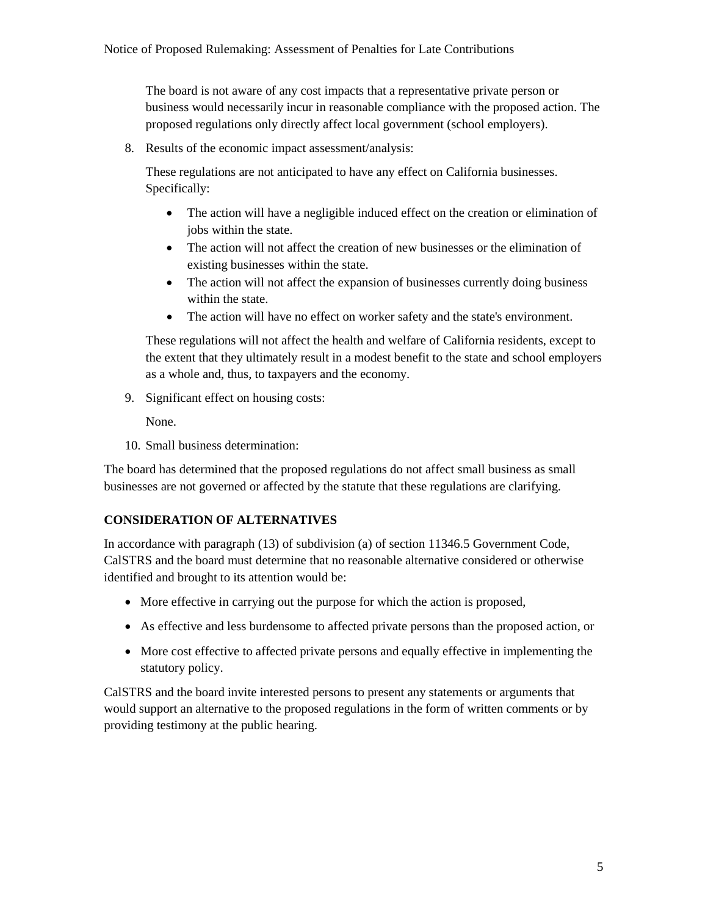The board is not aware of any cost impacts that a representative private person or business would necessarily incur in reasonable compliance with the proposed action. The proposed regulations only directly affect local government (school employers).

8. Results of the economic impact assessment/analysis:

   These regulations are not anticipated to have any effect on California businesses. Specifically:

   - The action will have a negligible induced effect on the creation or elimination of jobs within the state.
   - The action will not affect the creation of new businesses or the elimination of existing businesses within the state.
   - The action will not affect the expansion of businesses currently doing business within the state.
   - The action will have no effect on worker safety and the state's environment.

   These regulations will not affect the health and welfare of California residents, except to the extent that they ultimately result in a modest benefit to the state and school employers as a whole and, thus, to taxpayers and the economy.

9. Significant effect on housing costs:

   None.

10. Small business determination:

The board has determined that the proposed regulations do not affect small business as small businesses are not governed or affected by the statute that these regulations are clarifying.

**CONSIDERATION OF ALTERNATIVES**

In accordance with paragraph (13) of subdivision (a) of section 11346.5 Government Code, CalSTRS and the board must determine that no reasonable alternative considered or otherwise identified and brought to its attention would be:

- More effective in carrying out the purpose for which the action is proposed,
- As effective and less burdensome to affected private persons than the proposed action, or
- More cost effective to affected private persons and equally effective in implementing the statutory policy.

CalSTRS and the board invite interested persons to present any statements or arguments that would support an alternative to the proposed regulations in the form of written comments or by providing testimony at the public hearing.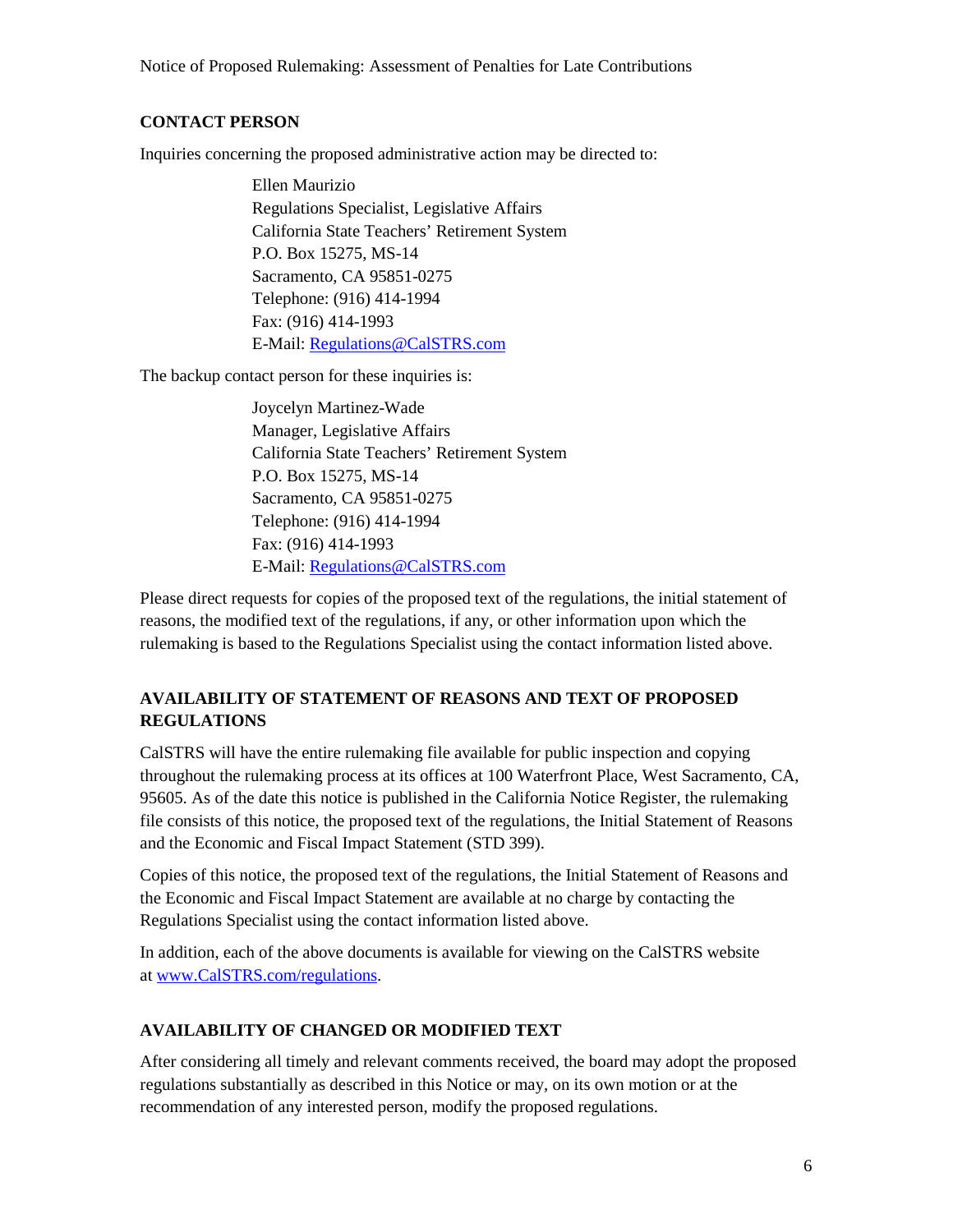## CONTACT PERSON

Inquiries concerning the proposed administrative action may be directed to:

Ellen Maurizio
Regulations Specialist, Legislative Affairs
California State Teachers' Retirement System
P.O. Box 15275, MS-14
Sacramento, CA 95851-0275
Telephone: (916) 414-1994
Fax: (916) 414-1993
E-Mail: Regulations@CalSTRS.com

The backup contact person for these inquiries is:

Joycelyn Martinez-Wade
Manager, Legislative Affairs
California State Teachers' Retirement System
P.O. Box 15275, MS-14
Sacramento, CA 95851-0275
Telephone: (916) 414-1994
Fax: (916) 414-1993
E-Mail: Regulations@CalSTRS.com

Please direct requests for copies of the proposed text of the regulations, the initial statement of reasons, the modified text of the regulations, if any, or other information upon which the rulemaking is based to the Regulations Specialist using the contact information listed above.

## AVAILABILITY OF STATEMENT OF REASONS AND TEXT OF PROPOSED REGULATIONS

CalSTRS will have the entire rulemaking file available for public inspection and copying throughout the rulemaking process at its offices at 100 Waterfront Place, West Sacramento, CA, 95605. As of the date this notice is published in the California Notice Register, the rulemaking file consists of this notice, the proposed text of the regulations, the Initial Statement of Reasons and the Economic and Fiscal Impact Statement (STD 399).

Copies of this notice, the proposed text of the regulations, the Initial Statement of Reasons and the Economic and Fiscal Impact Statement are available at no charge by contacting the Regulations Specialist using the contact information listed above.

In addition, each of the above documents is available for viewing on the CalSTRS website at www.CalSTRS.com/regulations.

## AVAILABILITY OF CHANGED OR MODIFIED TEXT

After considering all timely and relevant comments received, the board may adopt the proposed regulations substantially as described in this Notice or may, on its own motion or at the recommendation of any interested person, modify the proposed regulations.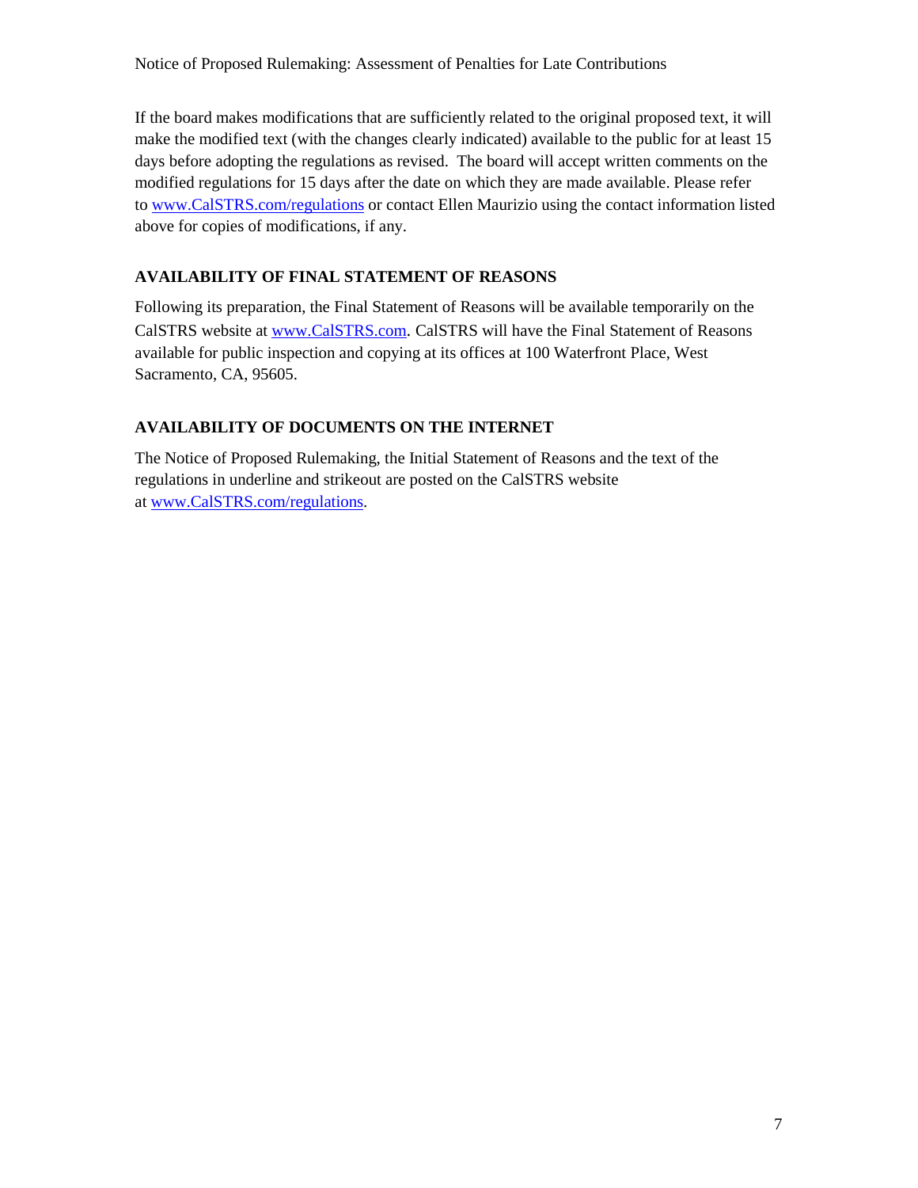If the board makes modifications that are sufficiently related to the original proposed text, it will make the modified text (with the changes clearly indicated) available to the public for at least 15 days before adopting the regulations as revised. The board will accept written comments on the modified regulations for 15 days after the date on which they are made available. Please refer to www.CalSTRS.com/regulations or contact Ellen Maurizio using the contact information listed above for copies of modifications, if any.

## AVAILABILITY OF FINAL STATEMENT OF REASONS

Following its preparation, the Final Statement of Reasons will be available temporarily on the CalSTRS website at www.CalSTRS.com. CalSTRS will have the Final Statement of Reasons available for public inspection and copying at its offices at 100 Waterfront Place, West Sacramento, CA, 95605.

## AVAILABILITY OF DOCUMENTS ON THE INTERNET

The Notice of Proposed Rulemaking, the Initial Statement of Reasons and the text of the regulations in underline and strikeout are posted on the CalSTRS website at www.CalSTRS.com/regulations.